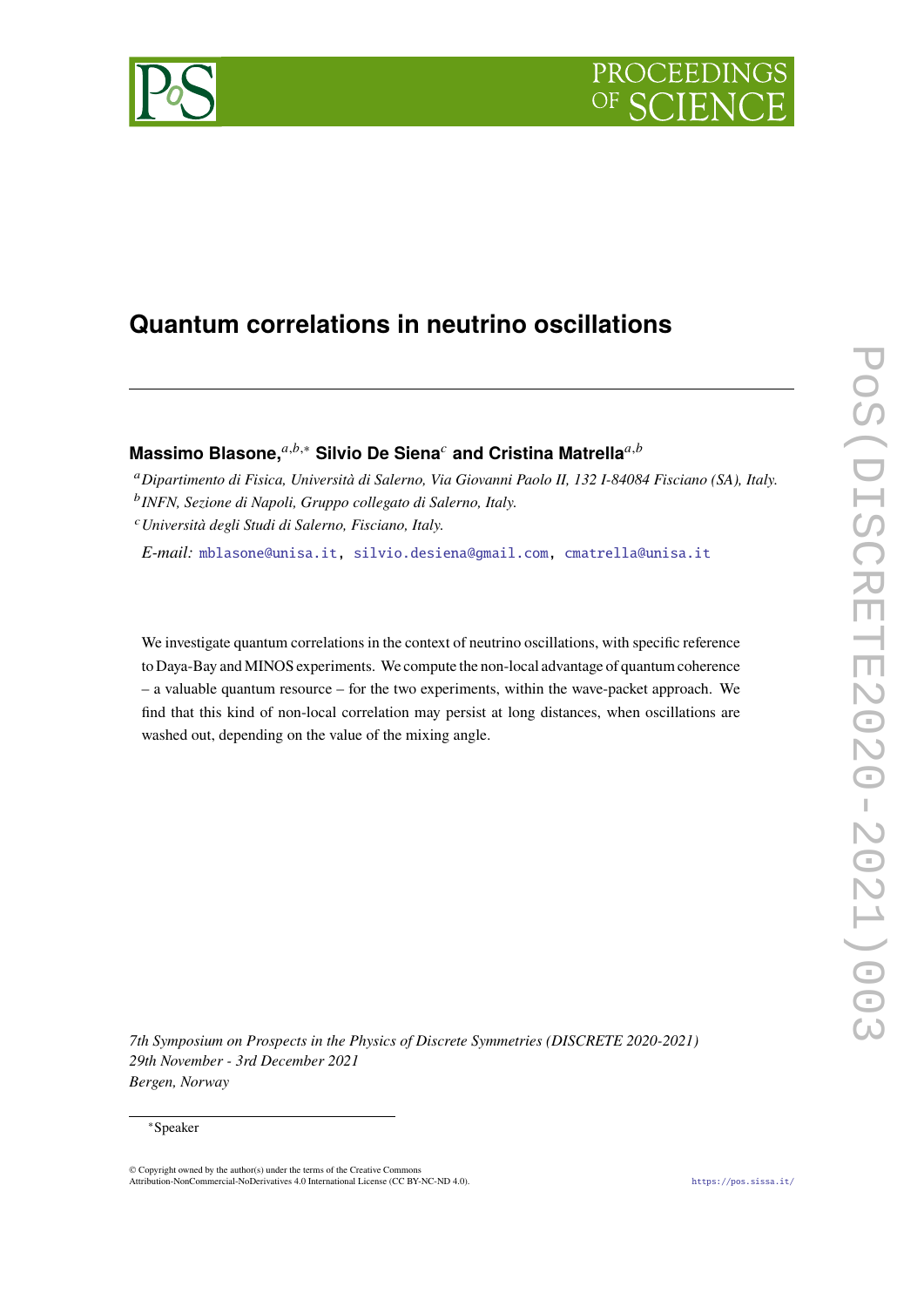# Quantum correlations in neutrino oscillations

**Massimo Blasone,**[a,b,*] **Silvio De Siena**[c] **and Cristina Matrella**[a,b]

[a] *Dipartimento di Fisica, Università di Salerno, Via Giovanni Paolo II, 132 I-84084 Fisciano (SA), Italy.*
[b] *INFN, Sezione di Napoli, Gruppo collegato di Salerno, Italy.*
[c] *Università degli Studi di Salerno, Fisciano, Italy.*

*E-mail:* mblasone@unisa.it, silvio.desiena@gmail.com, cmatrella@unisa.it

We investigate quantum correlations in the context of neutrino oscillations, with specific reference to Daya-Bay and MINOS experiments. We compute the non-local advantage of quantum coherence – a valuable quantum resource – for the two experiments, within the wave-packet approach. We find that this kind of non-local correlation may persist at long distances, when oscillations are washed out, depending on the value of the mixing angle.

*7th Symposium on Prospects in the Physics of Discrete Symmetries (DISCRETE 2020-2021)*
*29th November - 3rd December 2021*
*Bergen, Norway*

*Speaker

© Copyright owned by the author(s) under the terms of the Creative Commons Attribution-NonCommercial-NoDerivatives 4.0 International License (CC BY-NC-ND 4.0).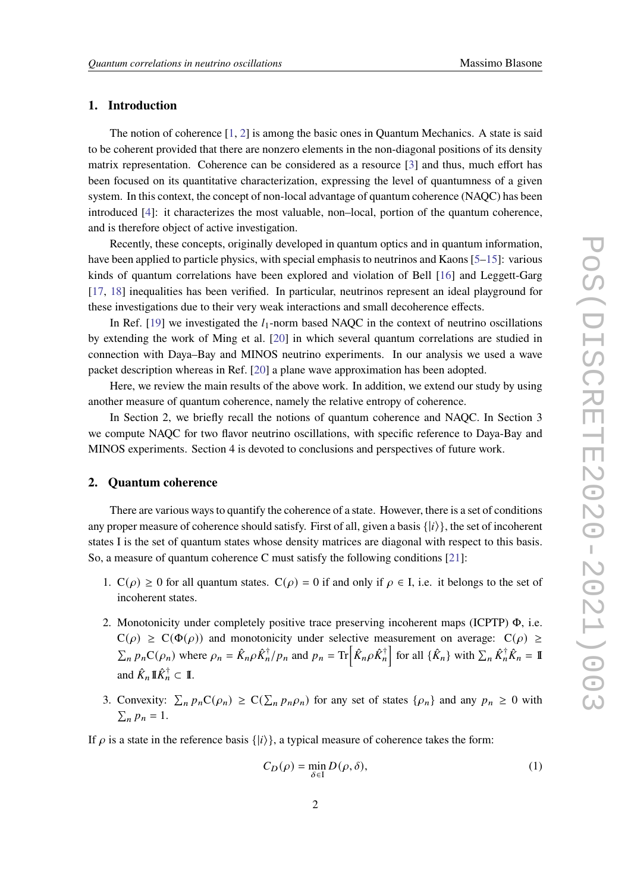## 1. Introduction

The notion of coherence [1, 2] is among the basic ones in Quantum Mechanics. A state is said to be coherent provided that there are nonzero elements in the non-diagonal positions of its density matrix representation. Coherence can be considered as a resource [3] and thus, much effort has been focused on its quantitative characterization, expressing the level of quantumness of a given system. In this context, the concept of non-local advantage of quantum coherence (NAQC) has been introduced [4]: it characterizes the most valuable, non–local, portion of the quantum coherence, and is therefore object of active investigation.

Recently, these concepts, originally developed in quantum optics and in quantum information, have been applied to particle physics, with special emphasis to neutrinos and Kaons [5–15]: various kinds of quantum correlations have been explored and violation of Bell [16] and Leggett-Garg [17, 18] inequalities has been verified. In particular, neutrinos represent an ideal playground for these investigations due to their very weak interactions and small decoherence effects.

In Ref. [19] we investigated the $l_1$-norm based NAQC in the context of neutrino oscillations by extending the work of Ming et al. [20] in which several quantum correlations are studied in connection with Daya–Bay and MINOS neutrino experiments. In our analysis we used a wave packet description whereas in Ref. [20] a plane wave approximation has been adopted.

Here, we review the main results of the above work. In addition, we extend our study by using another measure of quantum coherence, namely the relative entropy of coherence.

In Section 2, we briefly recall the notions of quantum coherence and NAQC. In Section 3 we compute NAQC for two flavor neutrino oscillations, with specific reference to Daya-Bay and MINOS experiments. Section 4 is devoted to conclusions and perspectives of future work.

## 2. Quantum coherence

There are various ways to quantify the coherence of a state. However, there is a set of conditions any proper measure of coherence should satisfy. First of all, given a basis $\{|i\rangle\}$, the set of incoherent states I is the set of quantum states whose density matrices are diagonal with respect to this basis. So, a measure of quantum coherence C must satisfy the following conditions [21]:

1. $\mathrm{C}(\rho) \geq 0$ for all quantum states. $\mathrm{C}(\rho) = 0$ if and only if $\rho \in \mathrm{I}$, i.e. it belongs to the set of incoherent states.
2. Monotonicity under completely positive trace preserving incoherent maps (ICPTP) $\Phi$, i.e. $\mathrm{C}(\rho) \geq \mathrm{C}(\Phi(\rho))$ and monotonicity under selective measurement on average: $\mathrm{C}(\rho) \geq \sum_n p_n \mathrm{C}(\rho_n)$ where $\rho_n = \hat{K}_n \rho \hat{K}_n^\dagger / p_n$ and $p_n = \mathrm{Tr}\left[\hat{K}_n \rho \hat{K}_n^\dagger\right]$ for all $\{\hat{K}_n\}$ with $\sum_n \hat{K}_n^\dagger \hat{K}_n = \mathbb{1}$ and $\hat{K}_n \mathbb{I} \hat{K}_n^\dagger \subset \mathbb{I}$.
3. Convexity: $\sum_n p_n \mathrm{C}(\rho_n) \geq \mathrm{C}(\sum_n p_n \rho_n)$ for any set of states $\{\rho_n\}$ and any $p_n \geq 0$ with $\sum_n p_n = 1$.

If $\rho$ is a state in the reference basis $\{|i\rangle\}$, a typical measure of coherence takes the form:

$$C_D(\rho) = \min_{\delta \in \mathrm{I}} D(\rho, \delta), \tag{1}$$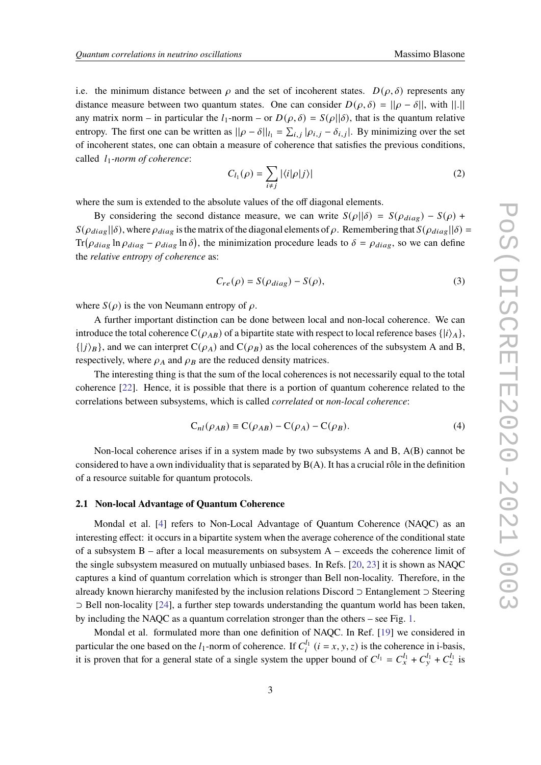i.e. the minimum distance between $\rho$ and the set of incoherent states. $D(\rho, \delta)$ represents any distance measure between two quantum states. One can consider $D(\rho, \delta) = ||\rho - \delta||$, with $||.||$ any matrix norm – in particular the $l_1$-norm – or $D(\rho, \delta) = S(\rho||\delta)$, that is the quantum relative entropy. The first one can be written as $||\rho - \delta||_{l_1} = \sum_{i,j} |\rho_{i,j} - \delta_{i,j}|$. By minimizing over the set of incoherent states, one can obtain a measure of coherence that satisfies the previous conditions, called *$l_1$-norm of coherence*:

$$C_{l_1}(\rho) = \sum_{i \neq j} |\langle i|\rho|j\rangle| \tag{2}$$

where the sum is extended to the absolute values of the off diagonal elements.

By considering the second distance measure, we can write $S(\rho||\delta) = S(\rho_{diag}) - S(\rho) + S(\rho_{diag}||\delta)$, where $\rho_{diag}$ is the matrix of the diagonal elements of $\rho$. Remembering that $S(\rho_{diag}||\delta) = \mathrm{Tr}\big(\rho_{diag} \ln \rho_{diag} - \rho_{diag} \ln \delta\big)$, the minimization procedure leads to $\delta = \rho_{diag}$, so we can define the *relative entropy of coherence* as:

$$C_{re}(\rho) = S(\rho_{diag}) - S(\rho), \tag{3}$$

where $S(\rho)$ is the von Neumann entropy of $\rho$.

A further important distinction can be done between local and non-local coherence. We can introduce the total coherence $\mathrm{C}(\rho_{AB})$ of a bipartite state with respect to local reference bases $\{|i\rangle_A\}$, $\{|j\rangle_B\}$, and we can interpret $\mathrm{C}(\rho_A)$ and $\mathrm{C}(\rho_B)$ as the local coherences of the subsystem A and B, respectively, where $\rho_A$ and $\rho_B$ are the reduced density matrices.

The interesting thing is that the sum of the local coherences is not necessarily equal to the total coherence [22]. Hence, it is possible that there is a portion of quantum coherence related to the correlations between subsystems, which is called *correlated* or *non-local coherence*:

$$\mathrm{C}_{nl}(\rho_{AB}) \equiv \mathrm{C}(\rho_{AB}) - \mathrm{C}(\rho_A) - \mathrm{C}(\rho_B). \tag{4}$$

Non-local coherence arises if in a system made by two subsystems A and B, A(B) cannot be considered to have a own individuality that is separated by B(A). It has a crucial rôle in the definition of a resource suitable for quantum protocols.

### 2.1 Non-local Advantage of Quantum Coherence

Mondal et al. [4] refers to Non-Local Advantage of Quantum Coherence (NAQC) as an interesting effect: it occurs in a bipartite system when the average coherence of the conditional state of a subsystem B – after a local measurements on subsystem A – exceeds the coherence limit of the single subsystem measured on mutually unbiased bases. In Refs. [20, 23] it is shown as NAQC captures a kind of quantum correlation which is stronger than Bell non-locality. Therefore, in the already known hierarchy manifested by the inclusion relations Discord $\supset$ Entanglement $\supset$ Steering $\supset$ Bell non-locality [24], a further step towards understanding the quantum world has been taken, by including the NAQC as a quantum correlation stronger than the others – see Fig. 1.

Mondal et al. formulated more than one definition of NAQC. In Ref. [19] we considered in particular the one based on the $l_1$-norm of coherence. If $C_i^{l_1}$ $(i = x, y, z)$ is the coherence in i-basis, it is proven that for a general state of a single system the upper bound of $C^{l_1} = C_x^{l_1} + C_y^{l_1} + C_z^{l_1}$ is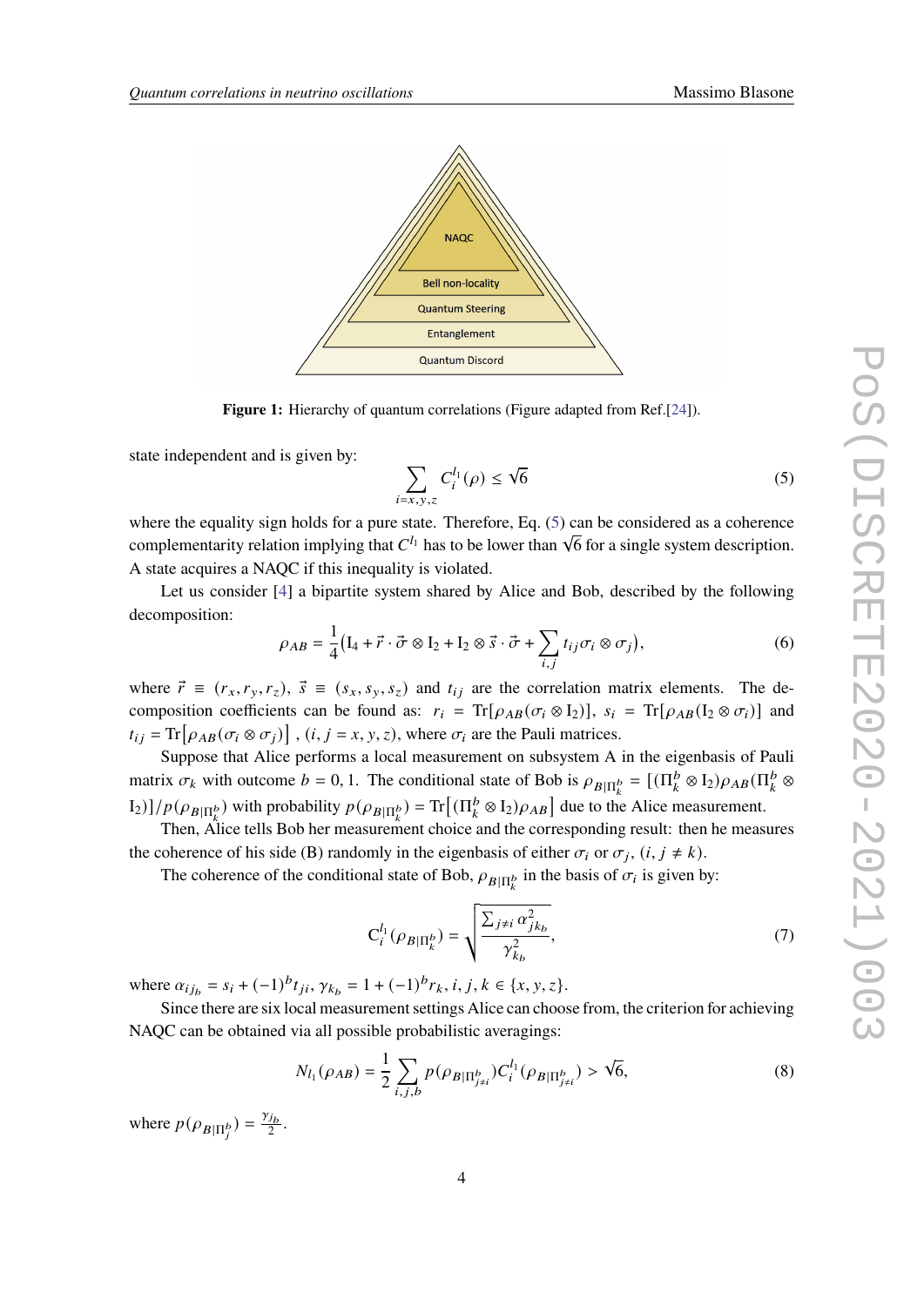**Figure 1:** Hierarchy of quantum correlations (Figure adapted from Ref.[24]).

state independent and is given by:

$$\sum_{i=x,y,z} C_i^{l_1}(\rho) \leq \sqrt{6} \tag{5}$$

where the equality sign holds for a pure state. Therefore, Eq. (5) can be considered as a coherence complementarity relation implying that $C^{l_1}$ has to be lower than $\sqrt{6}$ for a single system description. A state acquires a NAQC if this inequality is violated.

Let us consider [4] a bipartite system shared by Alice and Bob, described by the following decomposition:

$$\rho_{AB} = \frac{1}{4}\big(\mathrm{I}_4 + \vec{r}\cdot\vec{\sigma}\otimes\mathrm{I}_2 + \mathrm{I}_2\otimes\vec{s}\cdot\vec{\sigma} + \sum_{i,j} t_{ij}\sigma_i\otimes\sigma_j\big), \tag{6}$$

where $\vec{r} \equiv (r_x, r_y, r_z)$, $\vec{s} \equiv (s_x, s_y, s_z)$ and $t_{ij}$ are the correlation matrix elements. The decomposition coefficients can be found as: $r_i = \mathrm{Tr}[\rho_{AB}(\sigma_i\otimes\mathrm{I}_2)]$, $s_i = \mathrm{Tr}[\rho_{AB}(\mathrm{I}_2\otimes\sigma_i)]$ and $t_{ij} = \mathrm{Tr}\big[\rho_{AB}(\sigma_i\otimes\sigma_j)\big]$ , $(i,j = x,y,z)$, where $\sigma_i$ are the Pauli matrices.

Suppose that Alice performs a local measurement on subsystem A in the eigenbasis of Pauli matrix $\sigma_k$ with outcome $b = 0, 1$. The conditional state of Bob is $\rho_{B|\Pi_k^b} = [(\Pi_k^b\otimes\mathrm{I}_2)\rho_{AB}(\Pi_k^b\otimes\mathrm{I}_2)]/p(\rho_{B|\Pi_k^b})$ with probability $p(\rho_{B|\Pi_k^b}) = \mathrm{Tr}\big[(\Pi_k^b\otimes\mathrm{I}_2)\rho_{AB}\big]$ due to the Alice measurement.

Then, Alice tells Bob her measurement choice and the corresponding result: then he measures the coherence of his side (B) randomly in the eigenbasis of either $\sigma_i$ or $\sigma_j$, $(i, j \neq k)$.

The coherence of the conditional state of Bob, $\rho_{B|\Pi_k^b}$ in the basis of $\sigma_i$ is given by:

$$\mathrm{C}_i^{l_1}(\rho_{B|\Pi_k^b}) = \sqrt{\frac{\sum_{j\neq i}\alpha_{jk_b}^2}{\gamma_{k_b}^2}}, \tag{7}$$

where $\alpha_{ij_b} = s_i + (-1)^b t_{ji}$, $\gamma_{k_b} = 1 + (-1)^b r_k$, $i, j, k \in \{x, y, z\}$.

Since there are six local measurement settings Alice can choose from, the criterion for achieving NAQC can be obtained via all possible probabilistic averagings:

$$N_{l_1}(\rho_{AB}) = \frac{1}{2}\sum_{i,j,b} p(\rho_{B|\Pi_{j\neq i}^b})C_i^{l_1}(\rho_{B|\Pi_{j\neq i}^b}) > \sqrt{6}, \tag{8}$$

where $p(\rho_{B|\Pi_j^b}) = \frac{\gamma_{j_b}}{2}$.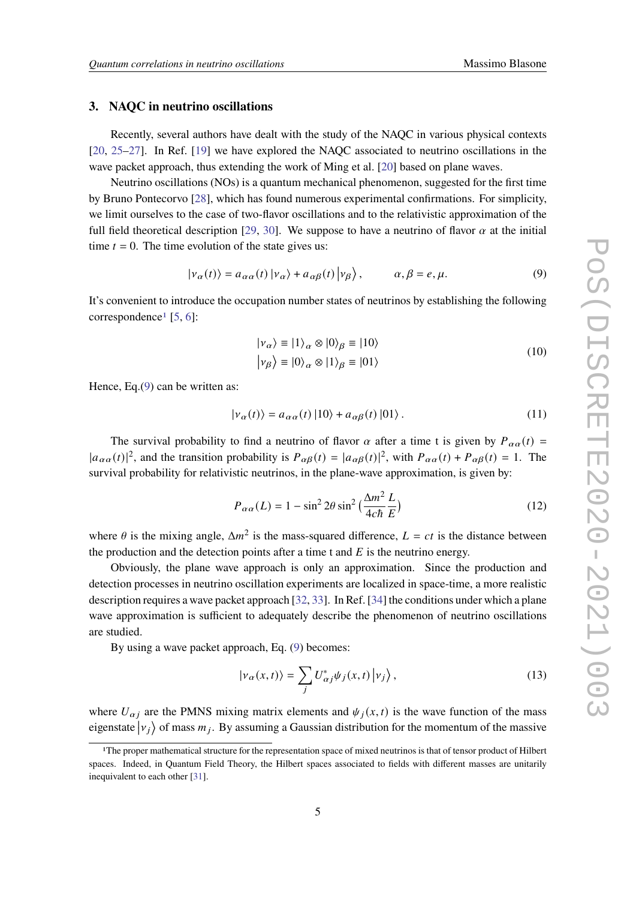## 3. NAQC in neutrino oscillations

Recently, several authors have dealt with the study of the NAQC in various physical contexts [20, 25–27]. In Ref. [19] we have explored the NAQC associated to neutrino oscillations in the wave packet approach, thus extending the work of Ming et al. [20] based on plane waves.

Neutrino oscillations (NOs) is a quantum mechanical phenomenon, suggested for the first time by Bruno Pontecorvo [28], which has found numerous experimental confirmations. For simplicity, we limit ourselves to the case of two-flavor oscillations and to the relativistic approximation of the full field theoretical description [29, 30]. We suppose to have a neutrino of flavor $\alpha$ at the initial time $t = 0$. The time evolution of the state gives us:

$$|\nu_\alpha(t)\rangle = a_{\alpha\alpha}(t)\,|\nu_\alpha\rangle + a_{\alpha\beta}(t)\,|\nu_\beta\rangle\,, \qquad \alpha,\beta = e,\mu. \tag{9}$$

It's convenient to introduce the occupation number states of neutrinos by establishing the following correspondence[1] [5, 6]:

$$\begin{aligned} |\nu_\alpha\rangle &\equiv |1\rangle_\alpha \otimes |0\rangle_\beta \equiv |10\rangle \\ |\nu_\beta\rangle &\equiv |0\rangle_\alpha \otimes |1\rangle_\beta \equiv |01\rangle \end{aligned} \tag{10}$$

Hence, Eq.(9) can be written as:

$$|\nu_\alpha(t)\rangle = a_{\alpha\alpha}(t)\,|10\rangle + a_{\alpha\beta}(t)\,|01\rangle\,. \tag{11}$$

The survival probability to find a neutrino of flavor $\alpha$ after a time t is given by $P_{\alpha\alpha}(t) = |a_{\alpha\alpha}(t)|^2$, and the transition probability is $P_{\alpha\beta}(t) = |a_{\alpha\beta}(t)|^2$, with $P_{\alpha\alpha}(t) + P_{\alpha\beta}(t) = 1$. The survival probability for relativistic neutrinos, in the plane-wave approximation, is given by:

$$P_{\alpha\alpha}(L) = 1 - \sin^2 2\theta \sin^2\left(\frac{\Delta m^2}{4c\hbar}\frac{L}{E}\right) \tag{12}$$

where $\theta$ is the mixing angle, $\Delta m^2$ is the mass-squared difference, $L = ct$ is the distance between the production and the detection points after a time t and $E$ is the neutrino energy.

Obviously, the plane wave approach is only an approximation. Since the production and detection processes in neutrino oscillation experiments are localized in space-time, a more realistic description requires a wave packet approach [32, 33]. In Ref. [34] the conditions under which a plane wave approximation is sufficient to adequately describe the phenomenon of neutrino oscillations are studied.

By using a wave packet approach, Eq. (9) becomes:

$$|\nu_\alpha(x,t)\rangle = \sum_j U^*_{\alpha j}\psi_j(x,t)\,|\nu_j\rangle\,, \tag{13}$$

where $U_{\alpha j}$ are the PMNS mixing matrix elements and $\psi_j(x,t)$ is the wave function of the mass eigenstate $|\nu_j\rangle$ of mass $m_j$. By assuming a Gaussian distribution for the momentum of the massive

[1] The proper mathematical structure for the representation space of mixed neutrinos is that of tensor product of Hilbert spaces. Indeed, in Quantum Field Theory, the Hilbert spaces associated to fields with different masses are unitarily inequivalent to each other [31].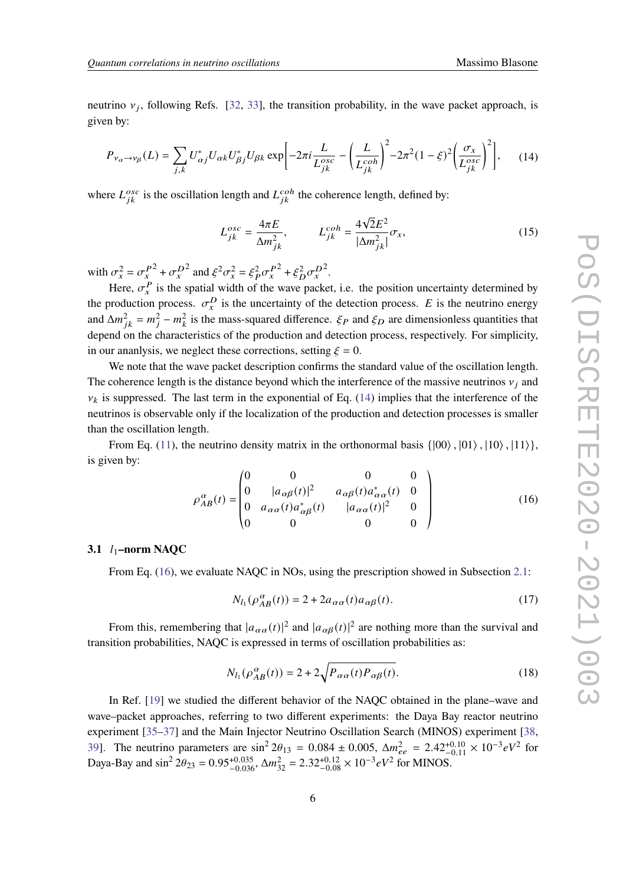neutrino $\nu_j$, following Refs. [32, 33], the transition probability, in the wave packet approach, is given by:

$$P_{\nu_\alpha \to \nu_\beta}(L) = \sum_{j,k} U^*_{\alpha j} U_{\alpha k} U^*_{\beta j} U_{\beta k} \exp\left[ -2\pi i \frac{L}{L^{osc}_{jk}} - \left( \frac{L}{L^{coh}_{jk}} \right)^2 - 2\pi^2 (1-\xi)^2 \left( \frac{\sigma_x}{L^{osc}_{jk}} \right)^2 \right], \tag{14}$$

where $L^{osc}_{jk}$ is the oscillation length and $L^{coh}_{jk}$ the coherence length, defined by:

$$L^{osc}_{jk} = \frac{4\pi E}{\Delta m^2_{jk}}, \qquad L^{coh}_{jk} = \frac{4\sqrt{2} E^2}{|\Delta m^2_{jk}|} \sigma_x, \tag{15}$$

with $\sigma_x^2 = \sigma_x^{P\,2} + \sigma_x^{D\,2}$ and $\xi^2 \sigma_x^2 = \xi_P^2 \sigma_x^{P\,2} + \xi_D^2 \sigma_x^{D\,2}$.

Here, $\sigma_x^P$ is the spatial width of the wave packet, i.e. the position uncertainty determined by the production process. $\sigma_x^D$ is the uncertainty of the detection process. $E$ is the neutrino energy and $\Delta m^2_{jk} = m_j^2 - m_k^2$ is the mass-squared difference. $\xi_P$ and $\xi_D$ are dimensionless quantities that depend on the characteristics of the production and detection process, respectively. For simplicity, in our ananlysis, we neglect these corrections, setting $\xi = 0$.

We note that the wave packet description confirms the standard value of the oscillation length. The coherence length is the distance beyond which the interference of the massive neutrinos $\nu_j$ and $\nu_k$ is suppressed. The last term in the exponential of Eq. (14) implies that the interference of the neutrinos is observable only if the localization of the production and detection processes is smaller than the oscillation length.

From Eq. (11), the neutrino density matrix in the orthonormal basis $\{|00\rangle, |01\rangle, |10\rangle, |11\rangle\}$, is given by:

$$\rho^\alpha_{AB}(t) = \begin{pmatrix} 0 & 0 & 0 & 0 \\ 0 & |a_{\alpha\beta}(t)|^2 & a_{\alpha\beta}(t) a^*_{\alpha\alpha}(t) & 0 \\ 0 & a_{\alpha\alpha}(t) a^*_{\alpha\beta}(t) & |a_{\alpha\alpha}(t)|^2 & 0 \\ 0 & 0 & 0 & 0 \end{pmatrix} \tag{16}$$

### 3.1 $l_1$–norm NAQC

From Eq. (16), we evaluate NAQC in NOs, using the prescription showed in Subsection 2.1:

$$N_{l_1}(\rho^\alpha_{AB}(t)) = 2 + 2 a_{\alpha\alpha}(t) a_{\alpha\beta}(t). \tag{17}$$

From this, remembering that $|a_{\alpha\alpha}(t)|^2$ and $|a_{\alpha\beta}(t)|^2$ are nothing more than the survival and transition probabilities, NAQC is expressed in terms of oscillation probabilities as:

$$N_{l_1}(\rho^\alpha_{AB}(t)) = 2 + 2\sqrt{P_{\alpha\alpha}(t) P_{\alpha\beta}(t)}. \tag{18}$$

In Ref. [19] we studied the different behavior of the NAQC obtained in the plane–wave and wave–packet approaches, referring to two different experiments: the Daya Bay reactor neutrino experiment [35–37] and the Main Injector Neutrino Oscillation Search (MINOS) experiment [38, 39]. The neutrino parameters are $\sin^2 2\theta_{13} = 0.084 \pm 0.005$, $\Delta m^2_{ee} = 2.42^{+0.10}_{-0.11} \times 10^{-3} eV^2$ for Daya-Bay and $\sin^2 2\theta_{23} = 0.95^{+0.035}_{-0.036}$, $\Delta m^2_{32} = 2.32^{+0.12}_{-0.08} \times 10^{-3} eV^2$ for MINOS.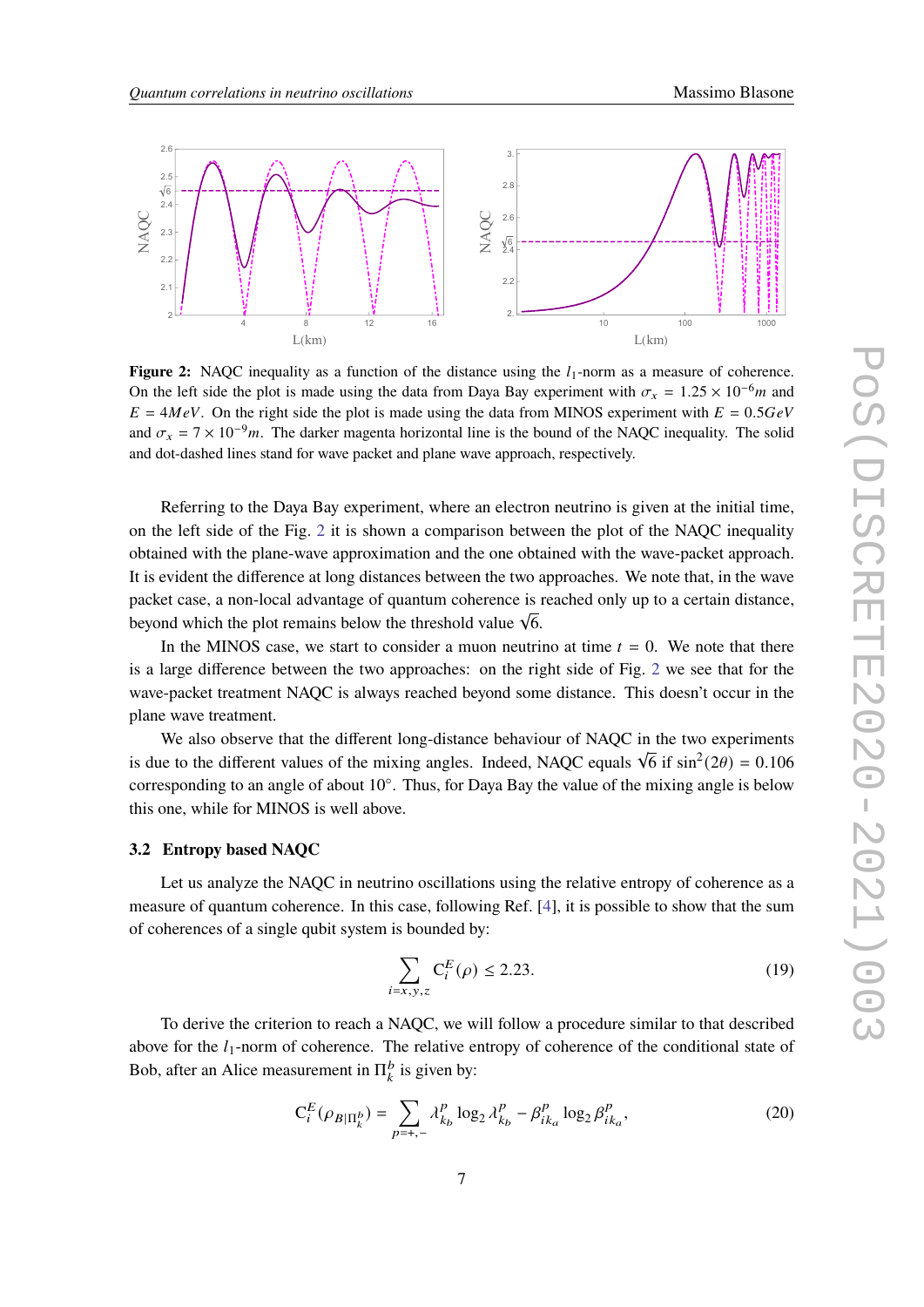**Figure 2:** NAQC inequality as a function of the distance using the $l_1$-norm as a measure of coherence. On the left side the plot is made using the data from Daya Bay experiment with $\sigma_x = 1.25 \times 10^{-6} m$ and $E = 4MeV$. On the right side the plot is made using the data from MINOS experiment with $E = 0.5GeV$ and $\sigma_x = 7 \times 10^{-9} m$. The darker magenta horizontal line is the bound of the NAQC inequality. The solid and dot-dashed lines stand for wave packet and plane wave approach, respectively.

Referring to the Daya Bay experiment, where an electron neutrino is given at the initial time, on the left side of the Fig. 2 it is shown a comparison between the plot of the NAQC inequality obtained with the plane-wave approximation and the one obtained with the wave-packet approach. It is evident the difference at long distances between the two approaches. We note that, in the wave packet case, a non-local advantage of quantum coherence is reached only up to a certain distance, beyond which the plot remains below the threshold value $\sqrt{6}$.

In the MINOS case, we start to consider a muon neutrino at time $t = 0$. We note that there is a large difference between the two approaches: on the right side of Fig. 2 we see that for the wave-packet treatment NAQC is always reached beyond some distance. This doesn't occur in the plane wave treatment.

We also observe that the different long-distance behaviour of NAQC in the two experiments is due to the different values of the mixing angles. Indeed, NAQC equals $\sqrt{6}$ if $\sin^2(2\theta) = 0.106$ corresponding to an angle of about $10°$. Thus, for Daya Bay the value of the mixing angle is below this one, while for MINOS is well above.

### 3.2 Entropy based NAQC

Let us analyze the NAQC in neutrino oscillations using the relative entropy of coherence as a measure of quantum coherence. In this case, following Ref. [4], it is possible to show that the sum of coherences of a single qubit system is bounded by:

$$\sum_{i=x,y,z} \mathrm{C}_i^E(\rho) \leq 2.23. \tag{19}$$

To derive the criterion to reach a NAQC, we will follow a procedure similar to that described above for the $l_1$-norm of coherence. The relative entropy of coherence of the conditional state of Bob, after an Alice measurement in $\Pi_k^b$ is given by:

$$\mathrm{C}_i^E(\rho_{B|\Pi_k^b}) = \sum_{p=+,-} \lambda_{k_b}^p \log_2 \lambda_{k_b}^p - \beta_{ik_a}^p \log_2 \beta_{ik_a}^p, \tag{20}$$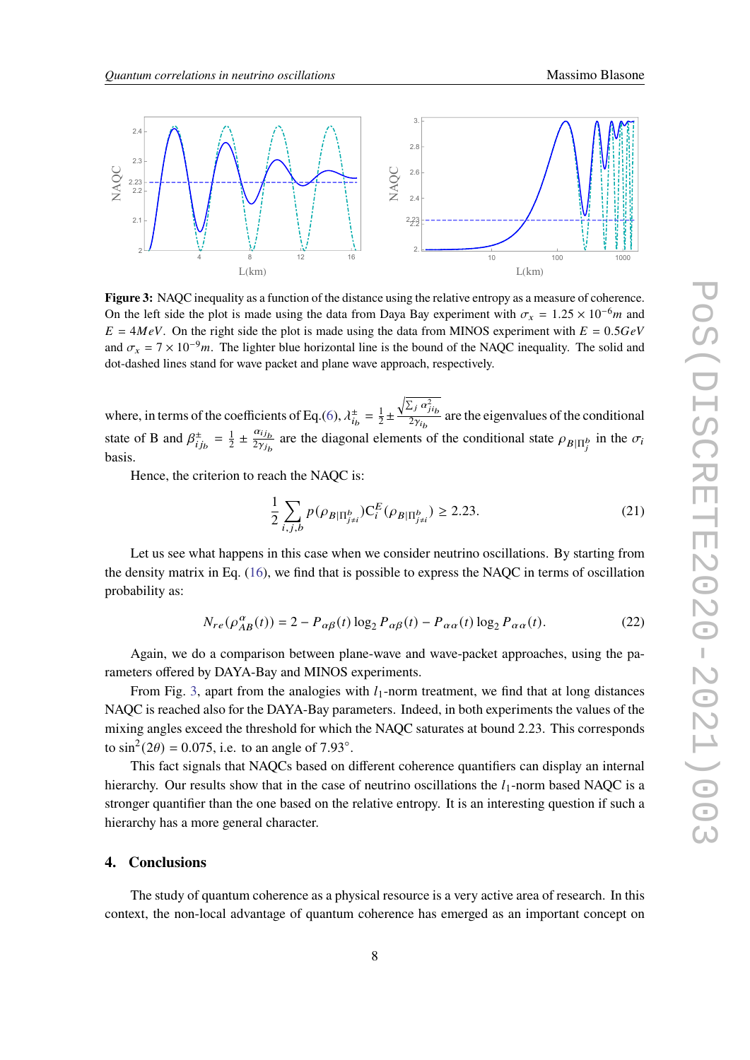**Figure 3:** NAQC inequality as a function of the distance using the relative entropy as a measure of coherence. On the left side the plot is made using the data from Daya Bay experiment with $\sigma_x = 1.25 \times 10^{-6}m$ and $E = 4MeV$. On the right side the plot is made using the data from MINOS experiment with $E = 0.5GeV$ and $\sigma_x = 7 \times 10^{-9}m$. The lighter blue horizontal line is the bound of the NAQC inequality. The solid and dot-dashed lines stand for wave packet and plane wave approach, respectively.

where, in terms of the coefficients of Eq.(6), $\lambda^{\pm}_{i_b} = \frac{1}{2} \pm \frac{\sqrt{\sum_j \alpha^2_{ji_b}}}{2\gamma_{i_b}}$ are the eigenvalues of the conditional state of B and $\beta^{\pm}_{ij_b} = \frac{1}{2} \pm \frac{\alpha_{ij_b}}{2\gamma_{j_b}}$ are the diagonal elements of the conditional state $\rho_{B|\Pi^b_j}$ in the $\sigma_i$ basis.

Hence, the criterion to reach the NAQC is:

$$\frac{1}{2} \sum_{i,j,b} p(\rho_{B|\Pi^b_{j\neq i}}) \mathrm{C}^E_i(\rho_{B|\Pi^b_{j\neq i}}) \geq 2.23. \tag{21}$$

Let us see what happens in this case when we consider neutrino oscillations. By starting from the density matrix in Eq. (16), we find that is possible to express the NAQC in terms of oscillation probability as:

$$N_{re}(\rho^{\alpha}_{AB}(t)) = 2 - P_{\alpha\beta}(t) \log_2 P_{\alpha\beta}(t) - P_{\alpha\alpha}(t) \log_2 P_{\alpha\alpha}(t). \tag{22}$$

Again, we do a comparison between plane-wave and wave-packet approaches, using the parameters offered by DAYA-Bay and MINOS experiments.

From Fig. 3, apart from the analogies with $l_1$-norm treatment, we find that at long distances NAQC is reached also for the DAYA-Bay parameters. Indeed, in both experiments the values of the mixing angles exceed the threshold for which the NAQC saturates at bound 2.23. This corresponds to $\sin^2(2\theta) = 0.075$, i.e. to an angle of $7.93^\circ$.

This fact signals that NAQCs based on different coherence quantifiers can display an internal hierarchy. Our results show that in the case of neutrino oscillations the $l_1$-norm based NAQC is a stronger quantifier than the one based on the relative entropy. It is an interesting question if such a hierarchy has a more general character.

## 4. Conclusions

The study of quantum coherence as a physical resource is a very active area of research. In this context, the non-local advantage of quantum coherence has emerged as an important concept on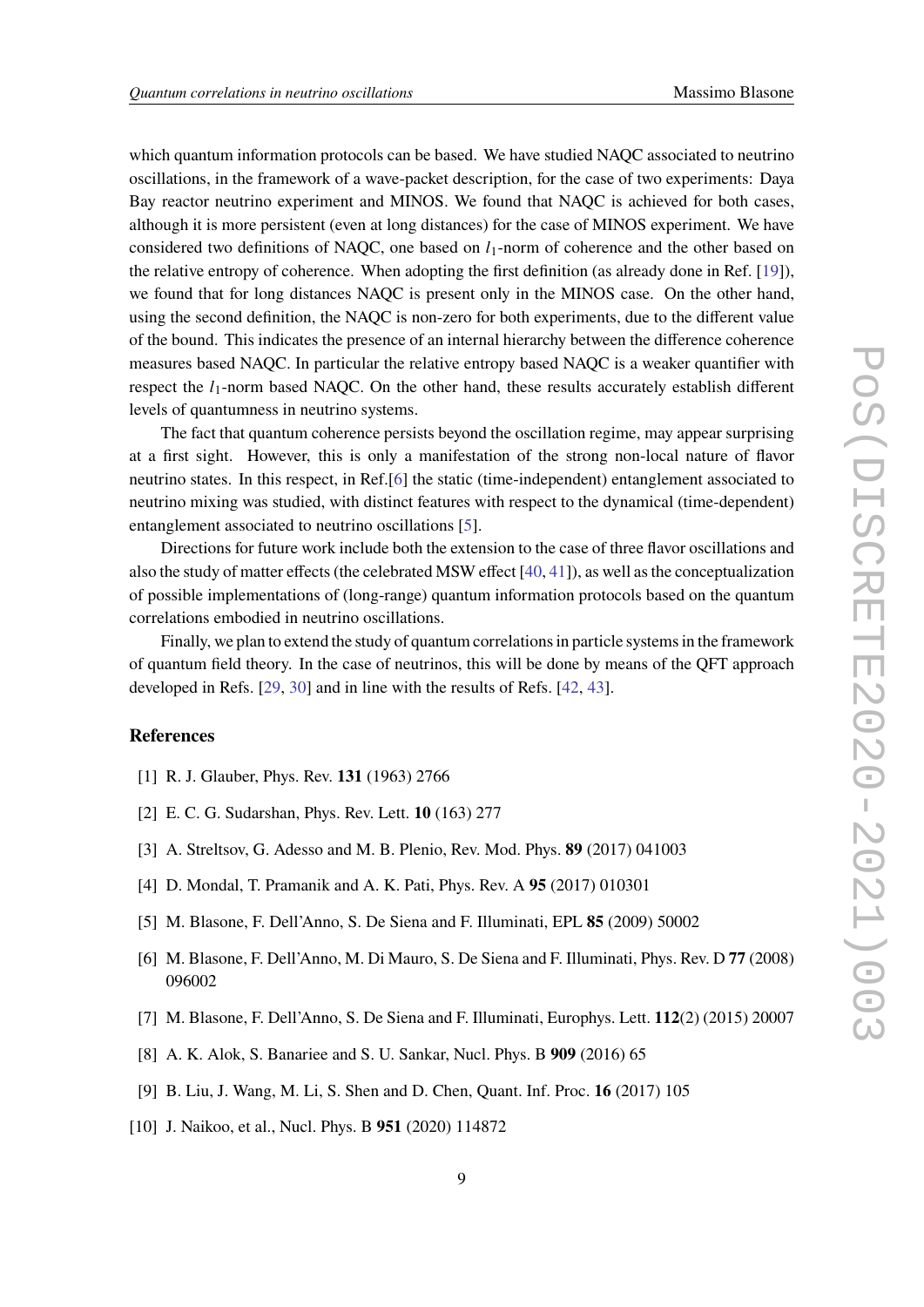which quantum information protocols can be based. We have studied NAQC associated to neutrino oscillations, in the framework of a wave-packet description, for the case of two experiments: Daya Bay reactor neutrino experiment and MINOS. We found that NAQC is achieved for both cases, although it is more persistent (even at long distances) for the case of MINOS experiment. We have considered two definitions of NAQC, one based on $l_1$-norm of coherence and the other based on the relative entropy of coherence. When adopting the first definition (as already done in Ref. [19]), we found that for long distances NAQC is present only in the MINOS case. On the other hand, using the second definition, the NAQC is non-zero for both experiments, due to the different value of the bound. This indicates the presence of an internal hierarchy between the difference coherence measures based NAQC. In particular the relative entropy based NAQC is a weaker quantifier with respect the $l_1$-norm based NAQC. On the other hand, these results accurately establish different levels of quantumness in neutrino systems.

The fact that quantum coherence persists beyond the oscillation regime, may appear surprising at a first sight. However, this is only a manifestation of the strong non-local nature of flavor neutrino states. In this respect, in Ref.[6] the static (time-independent) entanglement associated to neutrino mixing was studied, with distinct features with respect to the dynamical (time-dependent) entanglement associated to neutrino oscillations [5].

Directions for future work include both the extension to the case of three flavor oscillations and also the study of matter effects (the celebrated MSW effect [40, 41]), as well as the conceptualization of possible implementations of (long-range) quantum information protocols based on the quantum correlations embodied in neutrino oscillations.

Finally, we plan to extend the study of quantum correlations in particle systems in the framework of quantum field theory. In the case of neutrinos, this will be done by means of the QFT approach developed in Refs. [29, 30] and in line with the results of Refs. [42, 43].

## References

[1] R. J. Glauber, Phys. Rev. **131** (1963) 2766

[2] E. C. G. Sudarshan, Phys. Rev. Lett. **10** (163) 277

[3] A. Streltsov, G. Adesso and M. B. Plenio, Rev. Mod. Phys. **89** (2017) 041003

[4] D. Mondal, T. Pramanik and A. K. Pati, Phys. Rev. A **95** (2017) 010301

[5] M. Blasone, F. Dell'Anno, S. De Siena and F. Illuminati, EPL **85** (2009) 50002

[6] M. Blasone, F. Dell'Anno, M. Di Mauro, S. De Siena and F. Illuminati, Phys. Rev. D **77** (2008) 096002

[7] M. Blasone, F. Dell'Anno, S. De Siena and F. Illuminati, Europhys. Lett. **112**(2) (2015) 20007

[8] A. K. Alok, S. Banariee and S. U. Sankar, Nucl. Phys. B **909** (2016) 65

[9] B. Liu, J. Wang, M. Li, S. Shen and D. Chen, Quant. Inf. Proc. **16** (2017) 105

[10] J. Naikoo, et al., Nucl. Phys. B **951** (2020) 114872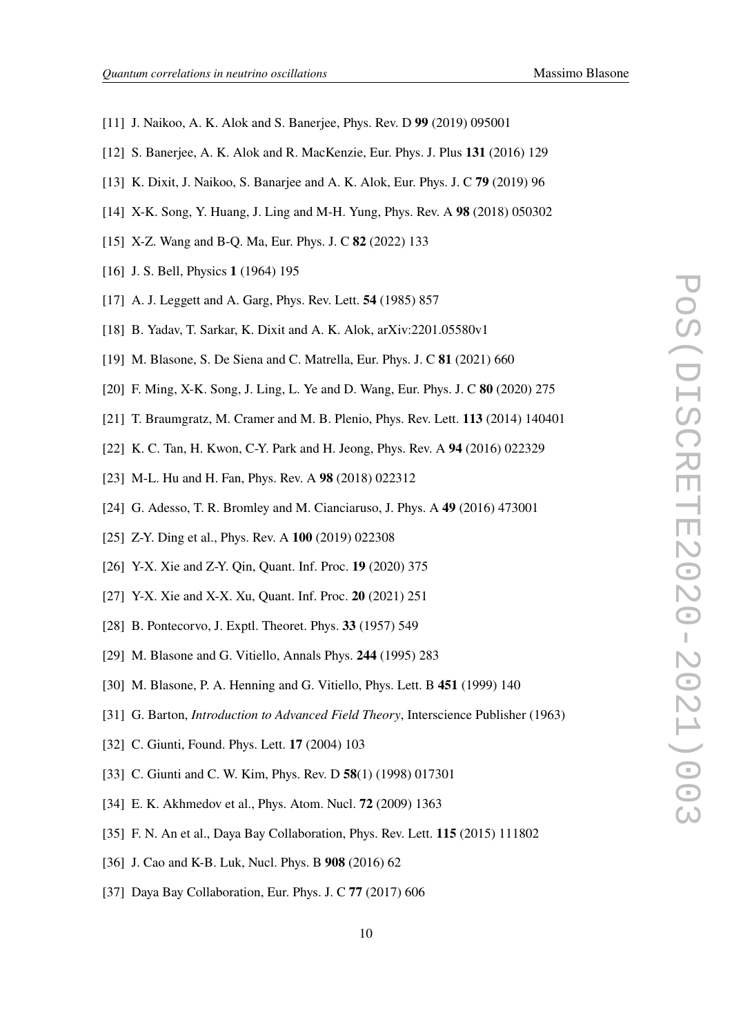[11] J. Naikoo, A. K. Alok and S. Banerjee, Phys. Rev. D **99** (2019) 095001

[12] S. Banerjee, A. K. Alok and R. MacKenzie, Eur. Phys. J. Plus **131** (2016) 129

[13] K. Dixit, J. Naikoo, S. Banarjee and A. K. Alok, Eur. Phys. J. C **79** (2019) 96

[14] X-K. Song, Y. Huang, J. Ling and M-H. Yung, Phys. Rev. A **98** (2018) 050302

[15] X-Z. Wang and B-Q. Ma, Eur. Phys. J. C **82** (2022) 133

[16] J. S. Bell, Physics **1** (1964) 195

[17] A. J. Leggett and A. Garg, Phys. Rev. Lett. **54** (1985) 857

[18] B. Yadav, T. Sarkar, K. Dixit and A. K. Alok, arXiv:2201.05580v1

[19] M. Blasone, S. De Siena and C. Matrella, Eur. Phys. J. C **81** (2021) 660

[20] F. Ming, X-K. Song, J. Ling, L. Ye and D. Wang, Eur. Phys. J. C **80** (2020) 275

[21] T. Braumgratz, M. Cramer and M. B. Plenio, Phys. Rev. Lett. **113** (2014) 140401

[22] K. C. Tan, H. Kwon, C-Y. Park and H. Jeong, Phys. Rev. A **94** (2016) 022329

[23] M-L. Hu and H. Fan, Phys. Rev. A **98** (2018) 022312

[24] G. Adesso, T. R. Bromley and M. Cianciaruso, J. Phys. A **49** (2016) 473001

[25] Z-Y. Ding et al., Phys. Rev. A **100** (2019) 022308

[26] Y-X. Xie and Z-Y. Qin, Quant. Inf. Proc. **19** (2020) 375

[27] Y-X. Xie and X-X. Xu, Quant. Inf. Proc. **20** (2021) 251

[28] B. Pontecorvo, J. Exptl. Theoret. Phys. **33** (1957) 549

[29] M. Blasone and G. Vitiello, Annals Phys. **244** (1995) 283

[30] M. Blasone, P. A. Henning and G. Vitiello, Phys. Lett. B **451** (1999) 140

[31] G. Barton, *Introduction to Advanced Field Theory*, Interscience Publisher (1963)

[32] C. Giunti, Found. Phys. Lett. **17** (2004) 103

[33] C. Giunti and C. W. Kim, Phys. Rev. D **58**(1) (1998) 017301

[34] E. K. Akhmedov et al., Phys. Atom. Nucl. **72** (2009) 1363

[35] F. N. An et al., Daya Bay Collaboration, Phys. Rev. Lett. **115** (2015) 111802

[36] J. Cao and K-B. Luk, Nucl. Phys. B **908** (2016) 62

[37] Daya Bay Collaboration, Eur. Phys. J. C **77** (2017) 606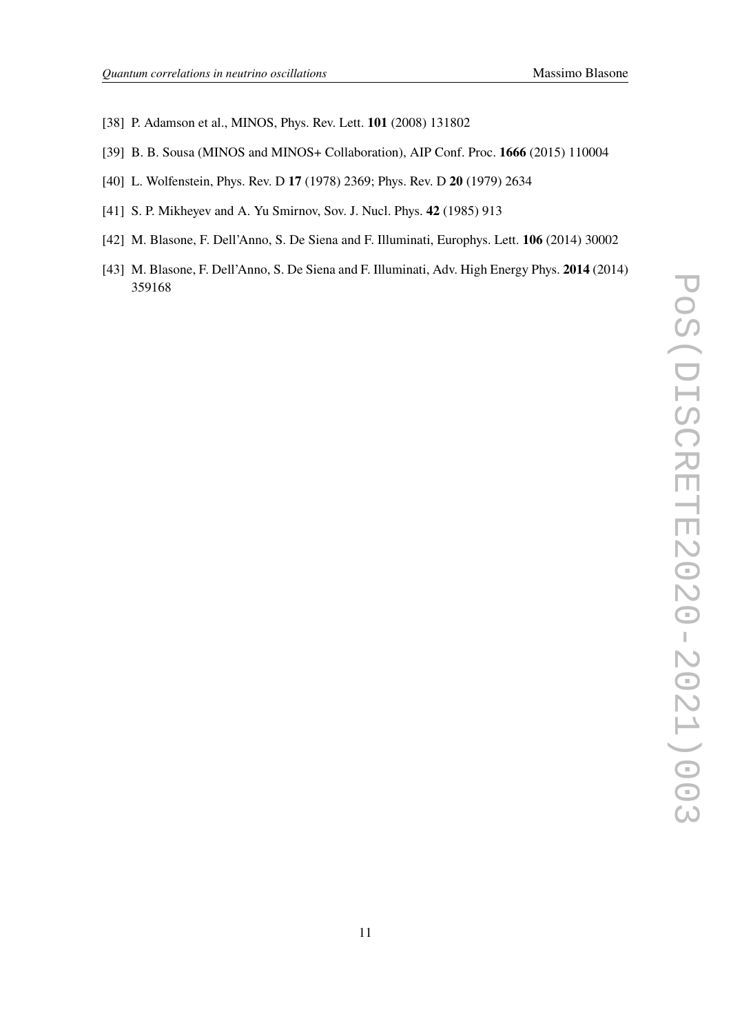[38] P. Adamson et al., MINOS, Phys. Rev. Lett. **101** (2008) 131802

[39] B. B. Sousa (MINOS and MINOS+ Collaboration), AIP Conf. Proc. **1666** (2015) 110004

[40] L. Wolfenstein, Phys. Rev. D **17** (1978) 2369; Phys. Rev. D **20** (1979) 2634

[41] S. P. Mikheyev and A. Yu Smirnov, Sov. J. Nucl. Phys. **42** (1985) 913

[42] M. Blasone, F. Dell'Anno, S. De Siena and F. Illuminati, Europhys. Lett. **106** (2014) 30002

[43] M. Blasone, F. Dell'Anno, S. De Siena and F. Illuminati, Adv. High Energy Phys. **2014** (2014) 359168